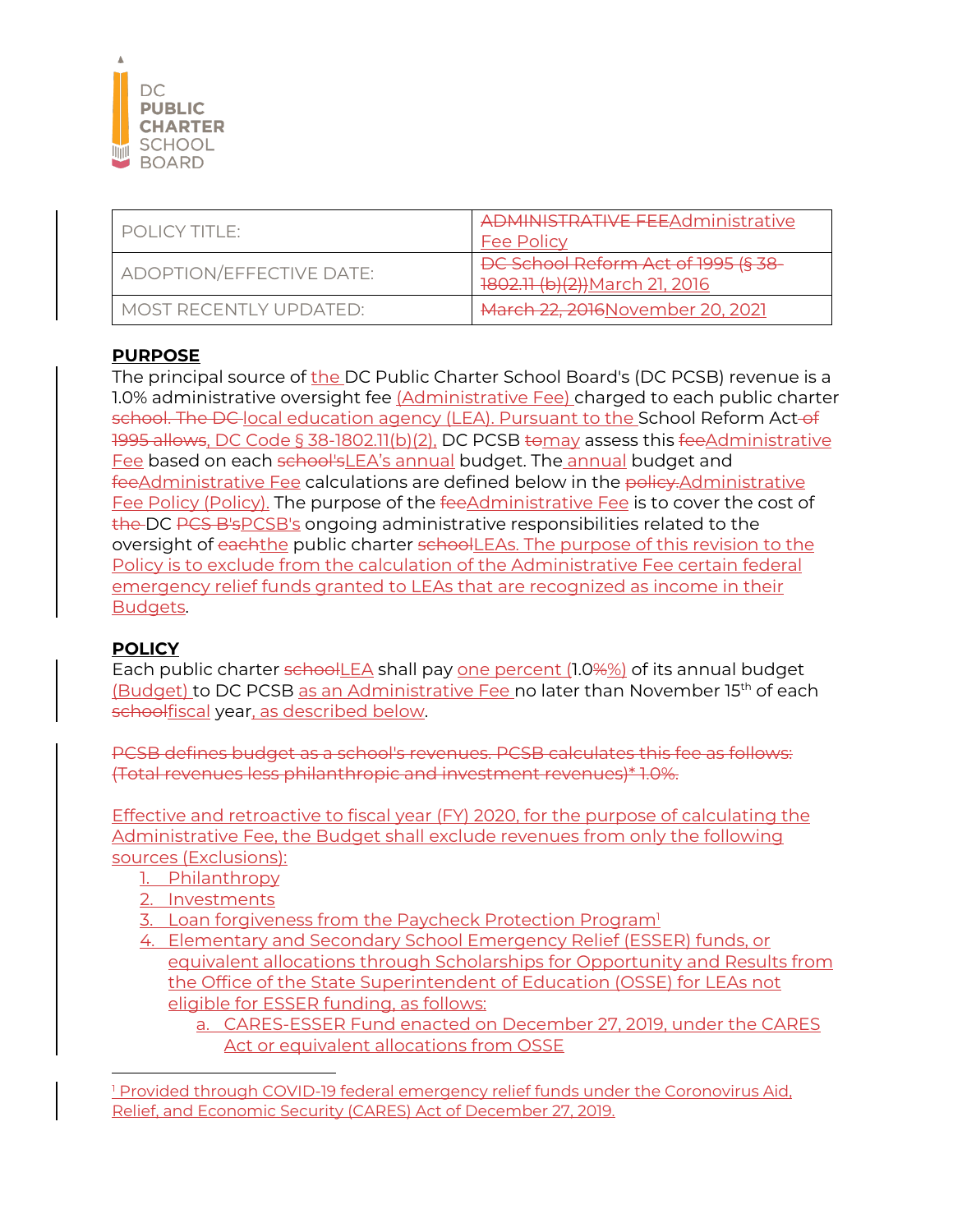DC
**PUBLIC**
**CHARTER**
SCHOOL
BOARD

| POLICY TITLE: | ~~ADMINISTRATIVE FEE~~Administrative Fee Policy |
|---|---|
| ADOPTION/EFFECTIVE DATE: | ~~DC School Reform Act of 1995 (§ 38-1802.11 (b)(2))~~March 21, 2016 |
| MOST RECENTLY UPDATED: | ~~March 22, 2016~~November 20, 2021 |

**PURPOSE**

The principal source of the DC Public Charter School Board's (DC PCSB) revenue is a 1.0% administrative oversight fee (Administrative Fee) charged to each public charter ~~school. The DC~~ local education agency (LEA). Pursuant to the School Reform Act ~~of 1995 allows~~, DC Code § 38-1802.11(b)(2), DC PCSB ~~to~~may assess this ~~fee~~Administrative Fee based on each ~~school's~~LEA's annual budget. The annual budget and ~~fee~~Administrative Fee calculations are defined below in the ~~policy.~~Administrative Fee Policy (Policy). The purpose of the ~~fee~~Administrative Fee is to cover the cost of ~~the~~ DC ~~PCS B's~~PCSB's ongoing administrative responsibilities related to the oversight of ~~each~~the public charter ~~school~~LEAs. The purpose of this revision to the Policy is to exclude from the calculation of the Administrative Fee certain federal emergency relief funds granted to LEAs that are recognized as income in their Budgets.

**POLICY**

Each public charter ~~school~~LEA shall pay one percent (1.0~~%~~%) of its annual budget (Budget) to DC PCSB as an Administrative Fee no later than November 15th of each ~~school~~fiscal year, as described below.

~~PCSB defines budget as a school's revenues. PCSB calculates this fee as follows: (Total revenues less philanthropic and investment revenues)* 1.0%.~~

Effective and retroactive to fiscal year (FY) 2020, for the purpose of calculating the Administrative Fee, the Budget shall exclude revenues from only the following sources (Exclusions):

1. Philanthropy
2. Investments
3. Loan forgiveness from the Paycheck Protection Program[1]
4. Elementary and Secondary School Emergency Relief (ESSER) funds, or equivalent allocations through Scholarships for Opportunity and Results from the Office of the State Superintendent of Education (OSSE) for LEAs not eligible for ESSER funding, as follows:
    a. CARES-ESSER Fund enacted on December 27, 2019, under the CARES Act or equivalent allocations from OSSE

[1] Provided through COVID-19 federal emergency relief funds under the Coronovirus Aid, Relief, and Economic Security (CARES) Act of December 27, 2019.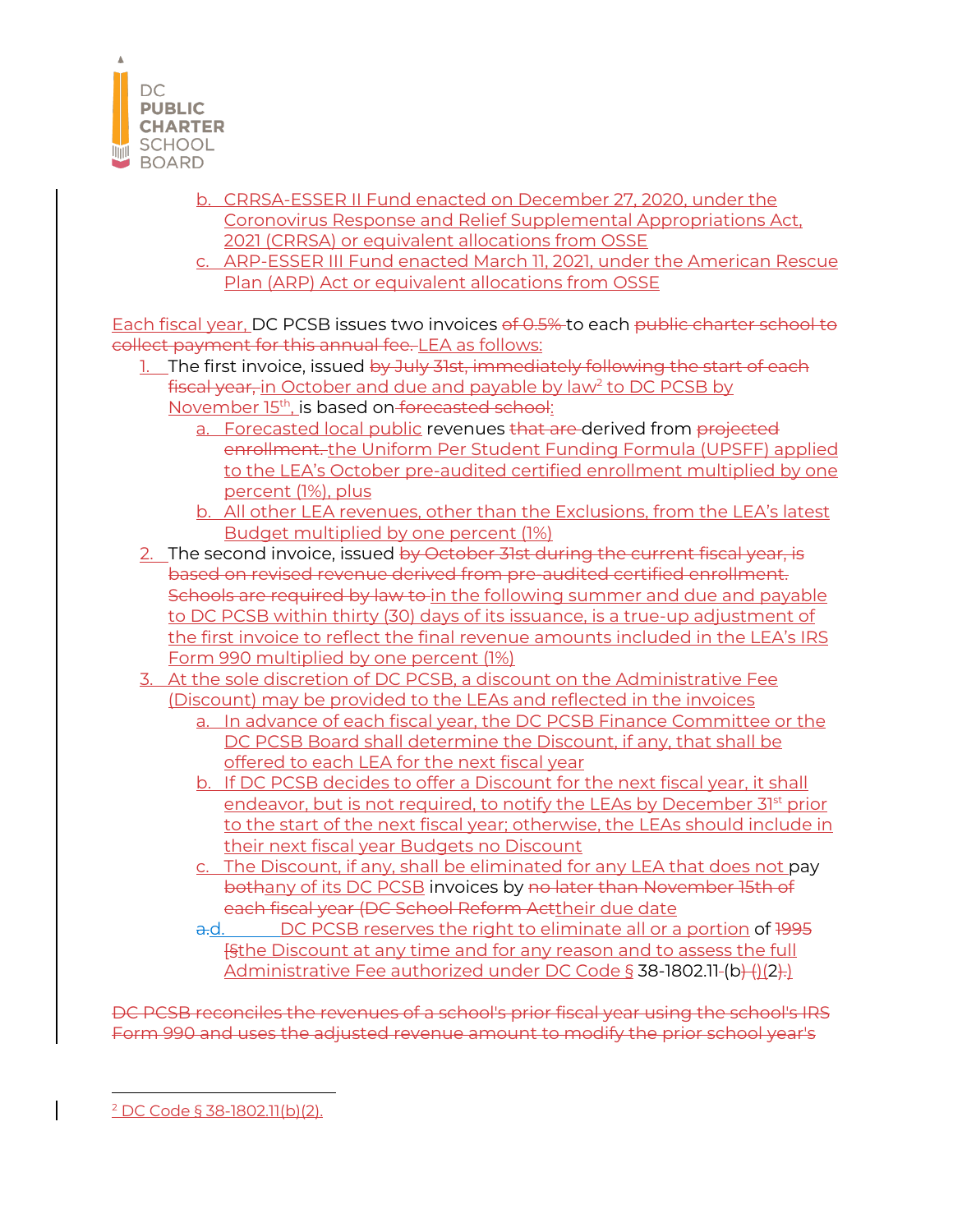b. CRRSA-ESSER II Fund enacted on December 27, 2020, under the Coronovirus Response and Relief Supplemental Appropriations Act, 2021 (CRRSA) or equivalent allocations from OSSE

c. ARP-ESSER III Fund enacted March 11, 2021, under the American Rescue Plan (ARP) Act or equivalent allocations from OSSE

Each fiscal year, DC PCSB issues two invoices ~~of 0.5%~~ to each ~~public charter school to collect payment for this annual fee.~~ LEA as follows:

1. The first invoice, issued ~~by July 31st, immediately following the start of each fiscal year,~~ in October and due and payable by law[2] to DC PCSB by November 15th, is based on ~~forecasted school~~:
   a. Forecasted local public revenues ~~that are~~ derived from ~~projected enrollment.~~ the Uniform Per Student Funding Formula (UPSFF) applied to the LEA's October pre-audited certified enrollment multiplied by one percent (1%), plus
   b. All other LEA revenues, other than the Exclusions, from the LEA's latest Budget multiplied by one percent (1%)
2. The second invoice, issued ~~by October 31st during the current fiscal year, is based on revised revenue derived from pre-audited certified enrollment. Schools are required by law to~~ in the following summer and due and payable to DC PCSB within thirty (30) days of its issuance, is a true-up adjustment of the first invoice to reflect the final revenue amounts included in the LEA's IRS Form 990 multiplied by one percent (1%)
3. At the sole discretion of DC PCSB, a discount on the Administrative Fee (Discount) may be provided to the LEAs and reflected in the invoices
   a. In advance of each fiscal year, the DC PCSB Finance Committee or the DC PCSB Board shall determine the Discount, if any, that shall be offered to each LEA for the next fiscal year
   b. If DC PCSB decides to offer a Discount for the next fiscal year, it shall endeavor, but is not required, to notify the LEAs by December 31st prior to the start of the next fiscal year; otherwise, the LEAs should include in their next fiscal year Budgets no Discount
   c. The Discount, if any, shall be eliminated for any LEA that does not pay ~~both~~any of its DC PCSB invoices by ~~no later than November 15th of each fiscal year (DC School Reform Act~~their due date
   ~~a.~~d. DC PCSB reserves the right to eliminate all or a portion of ~~1995 [§~~the Discount at any time and for any reason and to assess the full Administrative Fee authorized under DC Code § 38-1802.11(b)(2).

~~DC PCSB reconciles the revenues of a school's prior fiscal year using the school's IRS Form 990 and uses the adjusted revenue amount to modify the prior school year's~~

[2] DC Code § 38-1802.11(b)(2).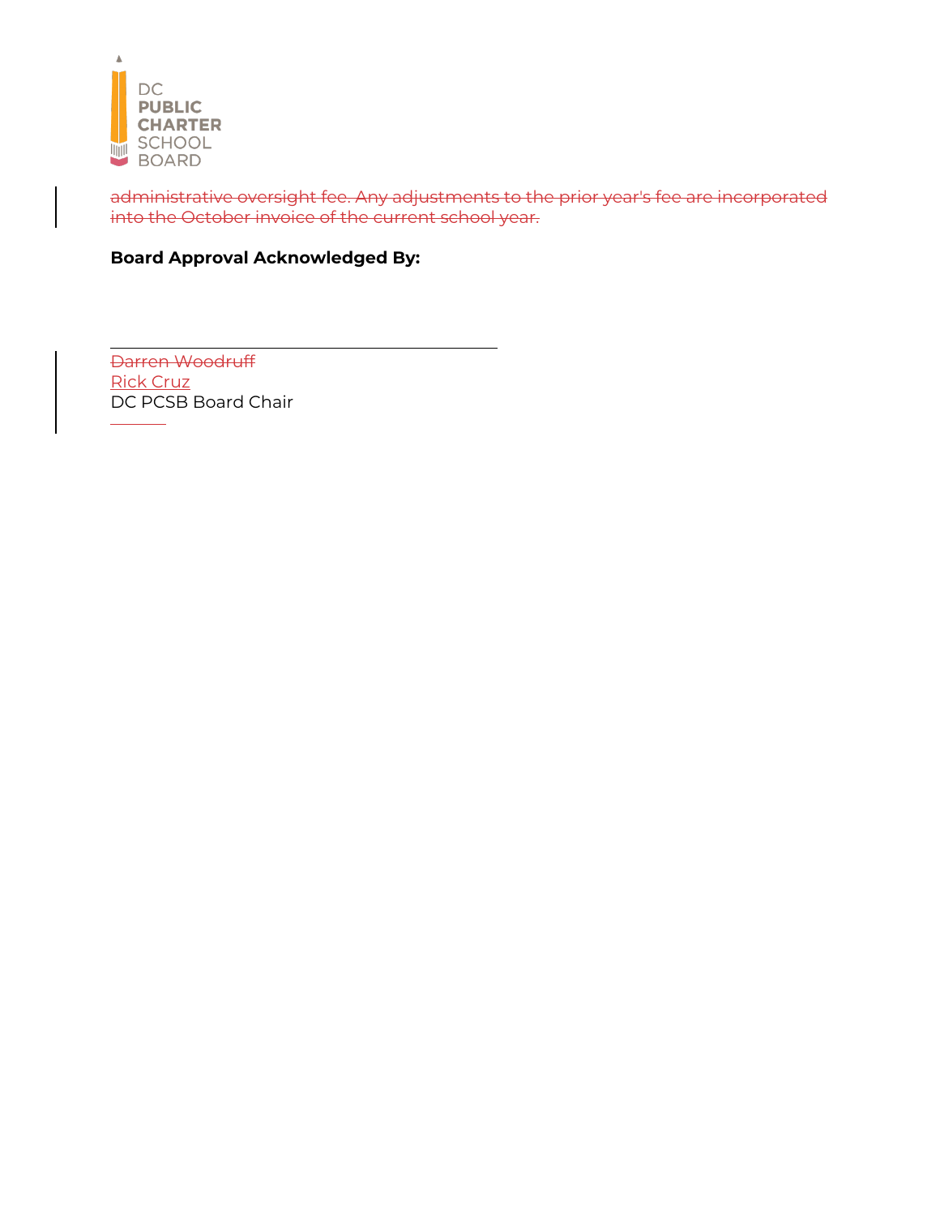~~administrative oversight fee. Any adjustments to the prior year's fee are incorporated into the October invoice of the current school year.~~

**Board Approval Acknowledged By:**

\_\_\_\_\_\_\_\_\_\_\_\_\_\_\_\_\_\_\_\_\_\_\_\_\_\_\_\_\_\_\_\_\_\_\_\_\_\_\_\_

~~Darren Woodruff~~
<u>Rick Cruz</u>
DC PCSB Board Chair